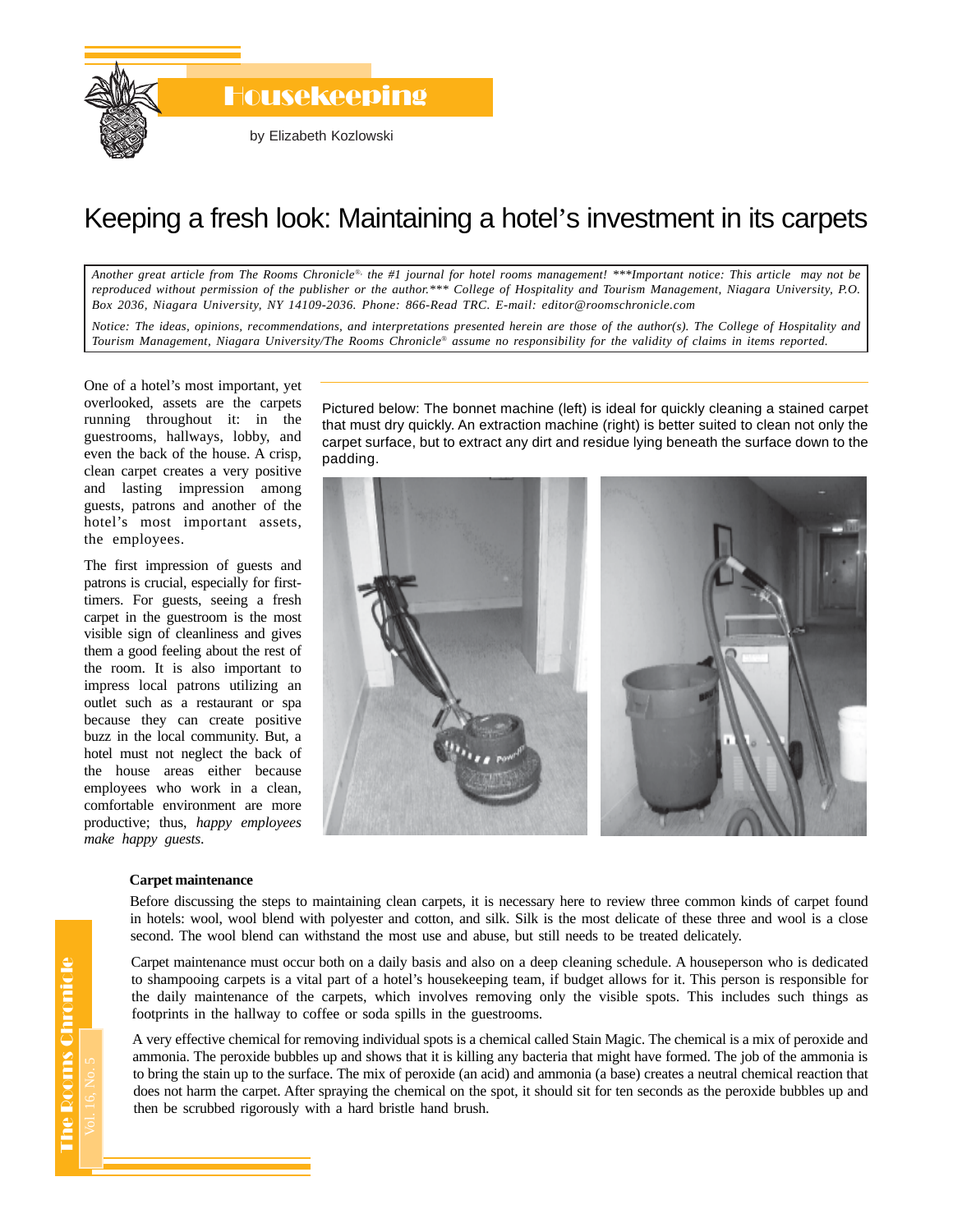# Housekeeping

by Elizabeth Kozlowski

# Keeping a fresh look: Maintaining a hotel's investment in its carpets

*Another great article from The Rooms Chronicle®, the #1 journal for hotel rooms management! ***Important notice: This article may not be reproduced without permission of the publisher or the author.*** College of Hospitality and Tourism Management, Niagara University, P.O. Box 2036, Niagara University, NY 14109-2036. Phone: 866-Read TRC. E-mail: editor@roomschronicle.com*

*Notice: The ideas, opinions, recommendations, and interpretations presented herein are those of the author(s). The College of Hospitality and Tourism Management, Niagara University/The Rooms Chronicle® assume no responsibility for the validity of claims in items reported.*

One of a hotel's most important, yet overlooked, assets are the carpets running throughout it: in the guestrooms, hallways, lobby, and even the back of the house. A crisp, clean carpet creates a very positive and lasting impression among guests, patrons and another of the hotel's most important assets, the employees.

The first impression of guests and patrons is crucial, especially for first-timers. For guests, seeing a fresh carpet in the guestroom is the most visible sign of cleanliness and gives them a good feeling about the rest of the room. It is also important to impress local patrons utilizing an outlet such as a restaurant or spa because they can create positive buzz in the local community. But, a hotel must not neglect the back of the house areas either because employees who work in a clean, comfortable environment are more productive; thus, *happy employees make happy guests*.

Pictured below: The bonnet machine (left) is ideal for quickly cleaning a stained carpet that must dry quickly. An extraction machine (right) is better suited to clean not only the carpet surface, but to extract any dirt and residue lying beneath the surface down to the padding.

**Carpet maintenance**

Before discussing the steps to maintaining clean carpets, it is necessary here to review three common kinds of carpet found in hotels: wool, wool blend with polyester and cotton, and silk. Silk is the most delicate of these three and wool is a close second. The wool blend can withstand the most use and abuse, but still needs to be treated delicately.

Carpet maintenance must occur both on a daily basis and also on a deep cleaning schedule. A houseperson who is dedicated to shampooing carpets is a vital part of a hotel's housekeeping team, if budget allows for it. This person is responsible for the daily maintenance of the carpets, which involves removing only the visible spots. This includes such things as footprints in the hallway to coffee or soda spills in the guestrooms.

A very effective chemical for removing individual spots is a chemical called Stain Magic. The chemical is a mix of peroxide and ammonia. The peroxide bubbles up and shows that it is killing any bacteria that might have formed. The job of the ammonia is to bring the stain up to the surface. The mix of peroxide (an acid) and ammonia (a base) creates a neutral chemical reaction that does not harm the carpet. After spraying the chemical on the spot, it should sit for ten seconds as the peroxide bubbles up and then be scrubbed rigorously with a hard bristle hand brush.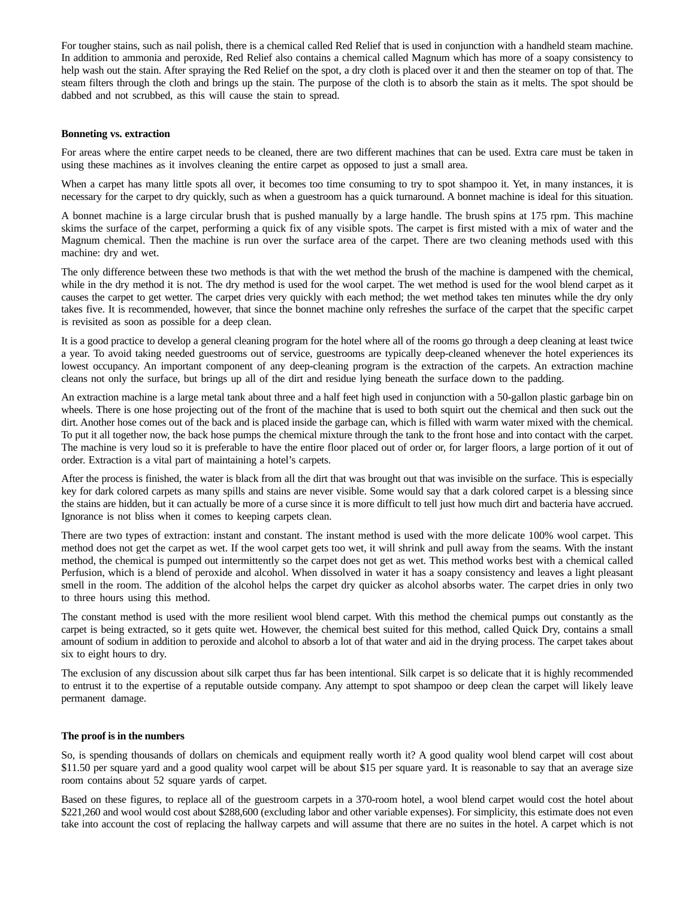For tougher stains, such as nail polish, there is a chemical called Red Relief that is used in conjunction with a handheld steam machine. In addition to ammonia and peroxide, Red Relief also contains a chemical called Magnum which has more of a soapy consistency to help wash out the stain. After spraying the Red Relief on the spot, a dry cloth is placed over it and then the steamer on top of that. The steam filters through the cloth and brings up the stain. The purpose of the cloth is to absorb the stain as it melts. The spot should be dabbed and not scrubbed, as this will cause the stain to spread.

**Bonneting vs. extraction**

For areas where the entire carpet needs to be cleaned, there are two different machines that can be used. Extra care must be taken in using these machines as it involves cleaning the entire carpet as opposed to just a small area.

When a carpet has many little spots all over, it becomes too time consuming to try to spot shampoo it. Yet, in many instances, it is necessary for the carpet to dry quickly, such as when a guestroom has a quick turnaround. A bonnet machine is ideal for this situation.

A bonnet machine is a large circular brush that is pushed manually by a large handle. The brush spins at 175 rpm. This machine skims the surface of the carpet, performing a quick fix of any visible spots. The carpet is first misted with a mix of water and the Magnum chemical. Then the machine is run over the surface area of the carpet. There are two cleaning methods used with this machine: dry and wet.

The only difference between these two methods is that with the wet method the brush of the machine is dampened with the chemical, while in the dry method it is not. The dry method is used for the wool carpet. The wet method is used for the wool blend carpet as it causes the carpet to get wetter. The carpet dries very quickly with each method; the wet method takes ten minutes while the dry only takes five. It is recommended, however, that since the bonnet machine only refreshes the surface of the carpet that the specific carpet is revisited as soon as possible for a deep clean.

It is a good practice to develop a general cleaning program for the hotel where all of the rooms go through a deep cleaning at least twice a year. To avoid taking needed guestrooms out of service, guestrooms are typically deep-cleaned whenever the hotel experiences its lowest occupancy. An important component of any deep-cleaning program is the extraction of the carpets. An extraction machine cleans not only the surface, but brings up all of the dirt and residue lying beneath the surface down to the padding.

An extraction machine is a large metal tank about three and a half feet high used in conjunction with a 50-gallon plastic garbage bin on wheels. There is one hose projecting out of the front of the machine that is used to both squirt out the chemical and then suck out the dirt. Another hose comes out of the back and is placed inside the garbage can, which is filled with warm water mixed with the chemical. To put it all together now, the back hose pumps the chemical mixture through the tank to the front hose and into contact with the carpet. The machine is very loud so it is preferable to have the entire floor placed out of order or, for larger floors, a large portion of it out of order. Extraction is a vital part of maintaining a hotel's carpets.

After the process is finished, the water is black from all the dirt that was brought out that was invisible on the surface. This is especially key for dark colored carpets as many spills and stains are never visible. Some would say that a dark colored carpet is a blessing since the stains are hidden, but it can actually be more of a curse since it is more difficult to tell just how much dirt and bacteria have accrued. Ignorance is not bliss when it comes to keeping carpets clean.

There are two types of extraction: instant and constant. The instant method is used with the more delicate 100% wool carpet. This method does not get the carpet as wet. If the wool carpet gets too wet, it will shrink and pull away from the seams. With the instant method, the chemical is pumped out intermittently so the carpet does not get as wet. This method works best with a chemical called Perfusion, which is a blend of peroxide and alcohol. When dissolved in water it has a soapy consistency and leaves a light pleasant smell in the room. The addition of the alcohol helps the carpet dry quicker as alcohol absorbs water. The carpet dries in only two to three hours using this method.

The constant method is used with the more resilient wool blend carpet. With this method the chemical pumps out constantly as the carpet is being extracted, so it gets quite wet. However, the chemical best suited for this method, called Quick Dry, contains a small amount of sodium in addition to peroxide and alcohol to absorb a lot of that water and aid in the drying process. The carpet takes about six to eight hours to dry.

The exclusion of any discussion about silk carpet thus far has been intentional. Silk carpet is so delicate that it is highly recommended to entrust it to the expertise of a reputable outside company. Any attempt to spot shampoo or deep clean the carpet will likely leave permanent damage.

**The proof is in the numbers**

So, is spending thousands of dollars on chemicals and equipment really worth it? A good quality wool blend carpet will cost about $11.50 per square yard and a good quality wool carpet will be about $15 per square yard. It is reasonable to say that an average size room contains about 52 square yards of carpet.

Based on these figures, to replace all of the guestroom carpets in a 370-room hotel, a wool blend carpet would cost the hotel about $221,260 and wool would cost about $288,600 (excluding labor and other variable expenses). For simplicity, this estimate does not even take into account the cost of replacing the hallway carpets and will assume that there are no suites in the hotel. A carpet which is not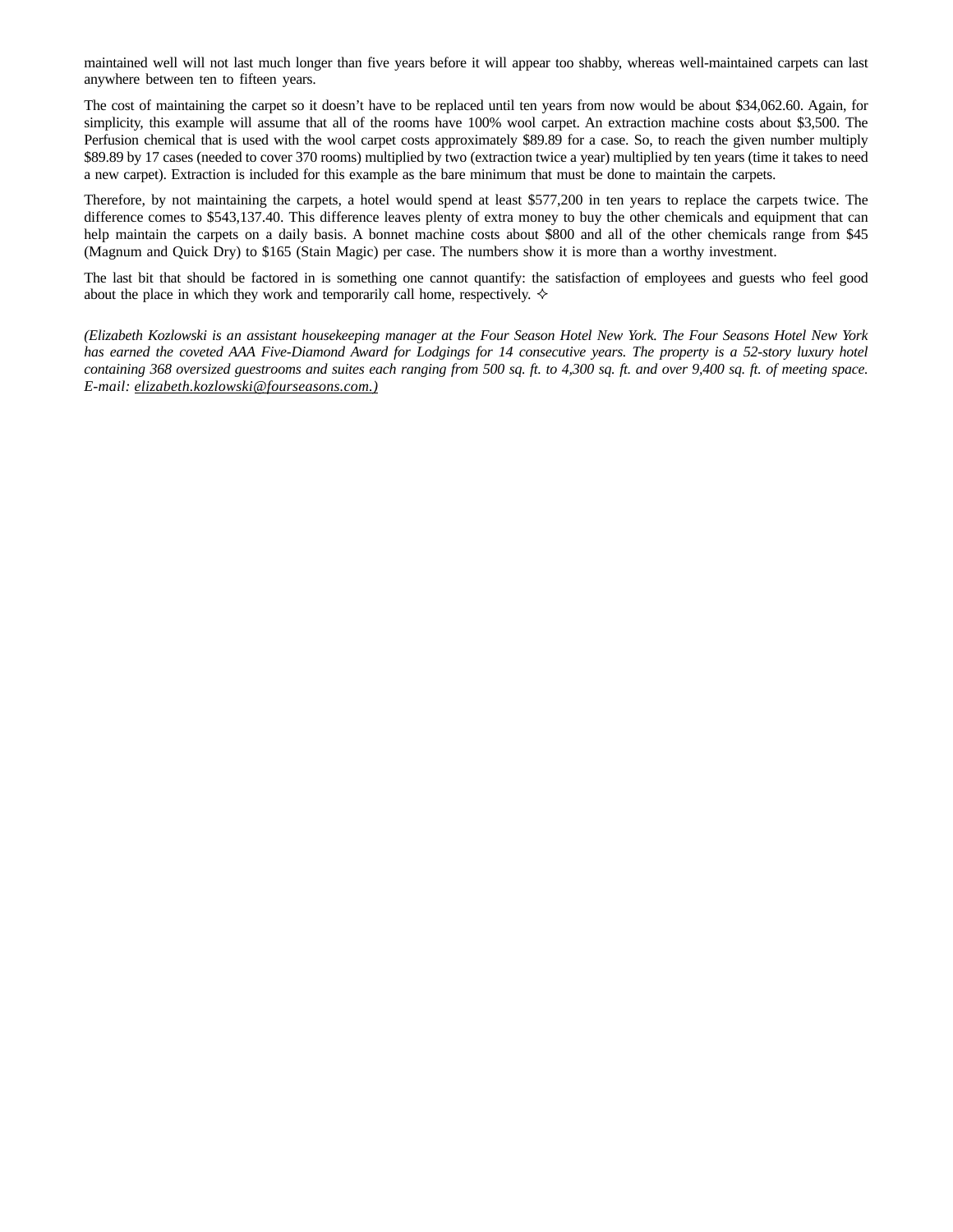maintained well will not last much longer than five years before it will appear too shabby, whereas well-maintained carpets can last anywhere between ten to fifteen years.

The cost of maintaining the carpet so it doesn't have to be replaced until ten years from now would be about $34,062.60. Again, for simplicity, this example will assume that all of the rooms have 100% wool carpet. An extraction machine costs about $3,500. The Perfusion chemical that is used with the wool carpet costs approximately $89.89 for a case. So, to reach the given number multiply $89.89 by 17 cases (needed to cover 370 rooms) multiplied by two (extraction twice a year) multiplied by ten years (time it takes to need a new carpet). Extraction is included for this example as the bare minimum that must be done to maintain the carpets.

Therefore, by not maintaining the carpets, a hotel would spend at least $577,200 in ten years to replace the carpets twice. The difference comes to $543,137.40. This difference leaves plenty of extra money to buy the other chemicals and equipment that can help maintain the carpets on a daily basis. A bonnet machine costs about $800 and all of the other chemicals range from $45 (Magnum and Quick Dry) to $165 (Stain Magic) per case. The numbers show it is more than a worthy investment.

The last bit that should be factored in is something one cannot quantify: the satisfaction of employees and guests who feel good about the place in which they work and temporarily call home, respectively. ✧

*(Elizabeth Kozlowski is an assistant housekeeping manager at the Four Season Hotel New York. The Four Seasons Hotel New York has earned the coveted AAA Five-Diamond Award for Lodgings for 14 consecutive years. The property is a 52-story luxury hotel containing 368 oversized guestrooms and suites each ranging from 500 sq. ft. to 4,300 sq. ft. and over 9,400 sq. ft. of meeting space. E-mail: elizabeth.kozlowski@fourseasons.com.)*